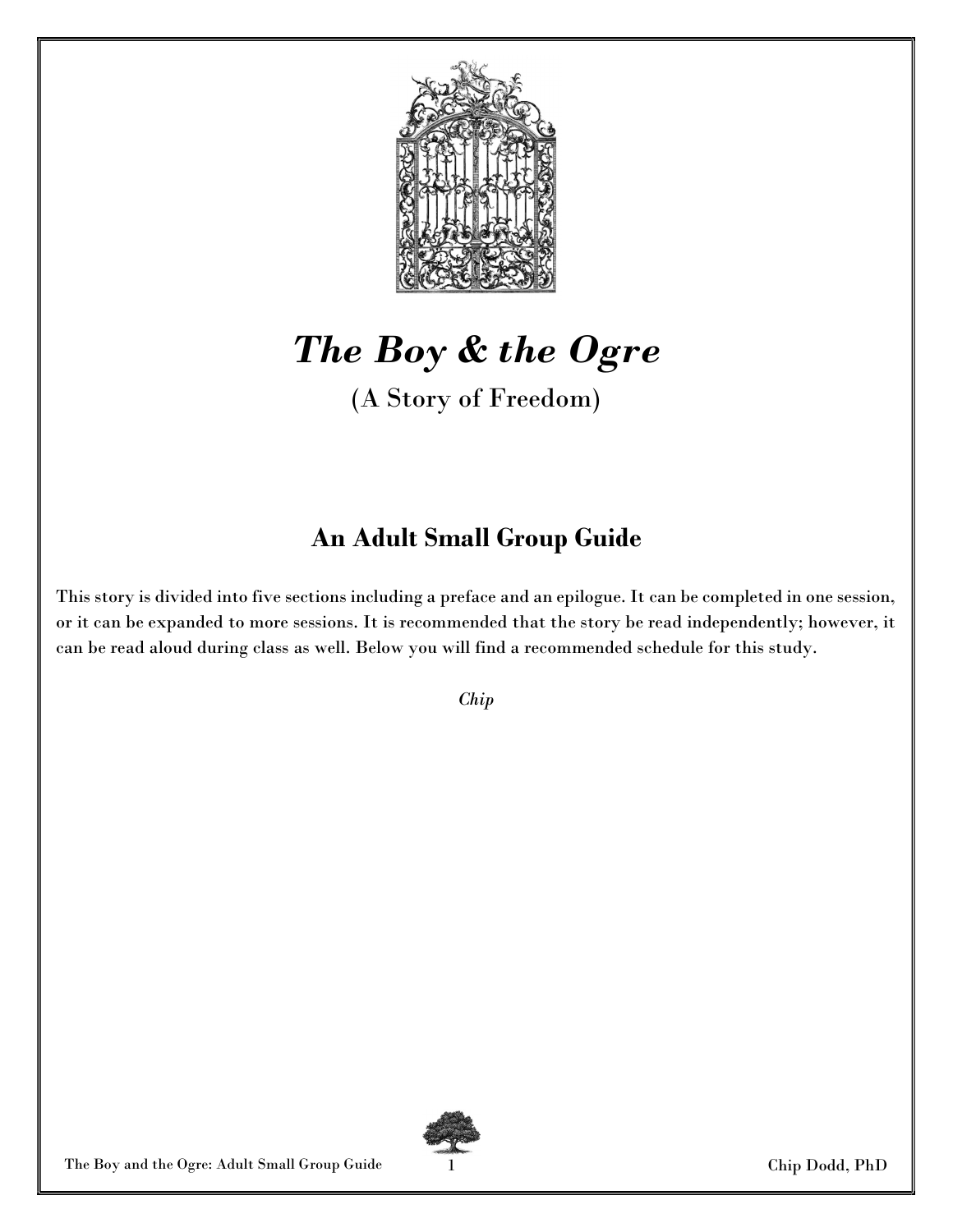# *The Boy & the Ogre*

(A Story of Freedom)

## An Adult Small Group Guide

This story is divided into five sections including a preface and an epilogue. It can be completed in one session, or it can be expanded to more sessions. It is recommended that the story be read independently; however, it can be read aloud during class as well. Below you will find a recommended schedule for this study.

*Chip*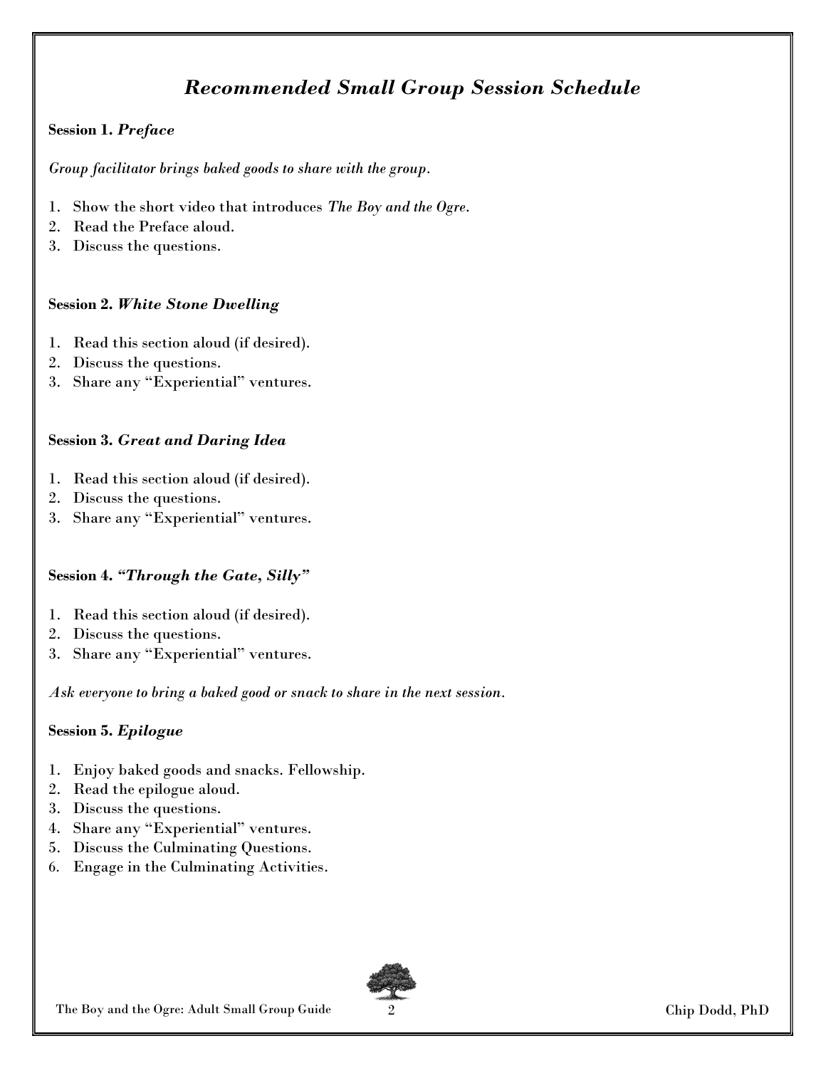# *Recommended Small Group Session Schedule*

**Session 1. *Preface***

*Group facilitator brings baked goods to share with the group.*

1. Show the short video that introduces *The Boy and the Ogre*.
2. Read the Preface aloud.
3. Discuss the questions.

**Session 2. *White Stone Dwelling***

1. Read this section aloud (if desired).
2. Discuss the questions.
3. Share any "Experiential" ventures.

**Session 3. *Great and Daring Idea***

1. Read this section aloud (if desired).
2. Discuss the questions.
3. Share any "Experiential" ventures.

**Session 4. *"Through the Gate, Silly"***

1. Read this section aloud (if desired).
2. Discuss the questions.
3. Share any "Experiential" ventures.

*Ask everyone to bring a baked good or snack to share in the next session.*

**Session 5. *Epilogue***

1. Enjoy baked goods and snacks. Fellowship.
2. Read the epilogue aloud.
3. Discuss the questions.
4. Share any "Experiential" ventures.
5. Discuss the Culminating Questions.
6. Engage in the Culminating Activities.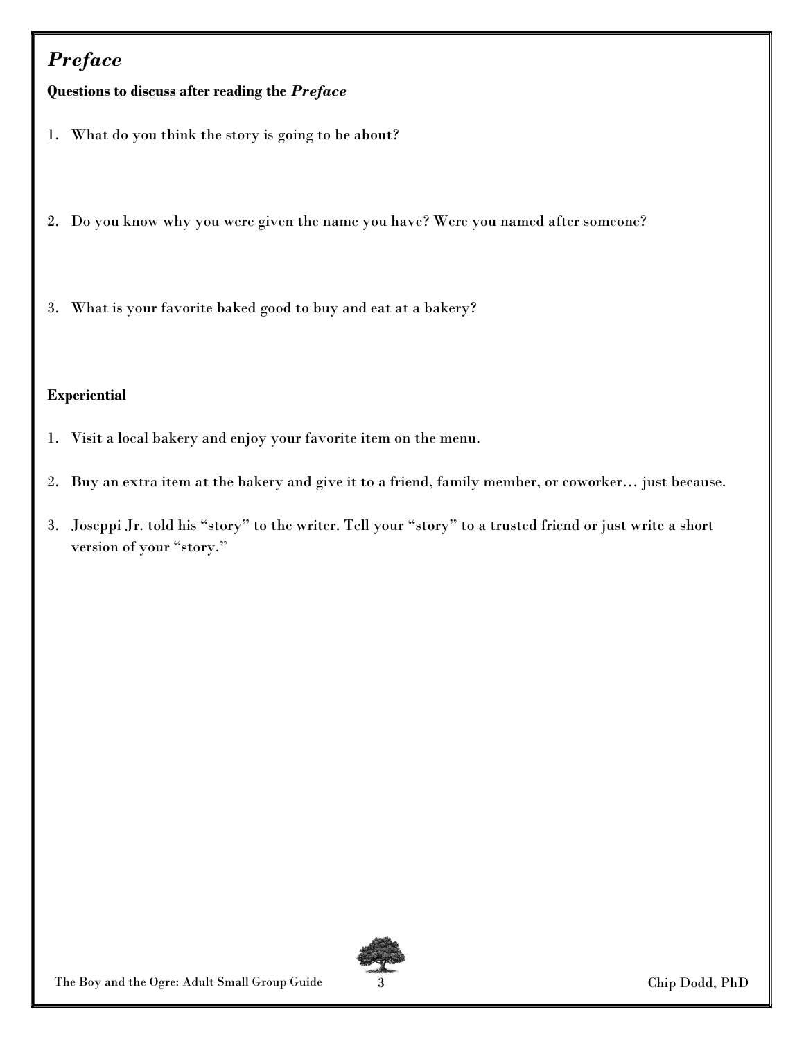## *Preface*

**Questions to discuss after reading the *Preface***

1. What do you think the story is going to be about?

2. Do you know why you were given the name you have? Were you named after someone?

3. What is your favorite baked good to buy and eat at a bakery?

**Experiential**

1. Visit a local bakery and enjoy your favorite item on the menu.

2. Buy an extra item at the bakery and give it to a friend, family member, or coworker… just because.

3. Joseppi Jr. told his "story" to the writer. Tell your "story" to a trusted friend or just write a short version of your "story."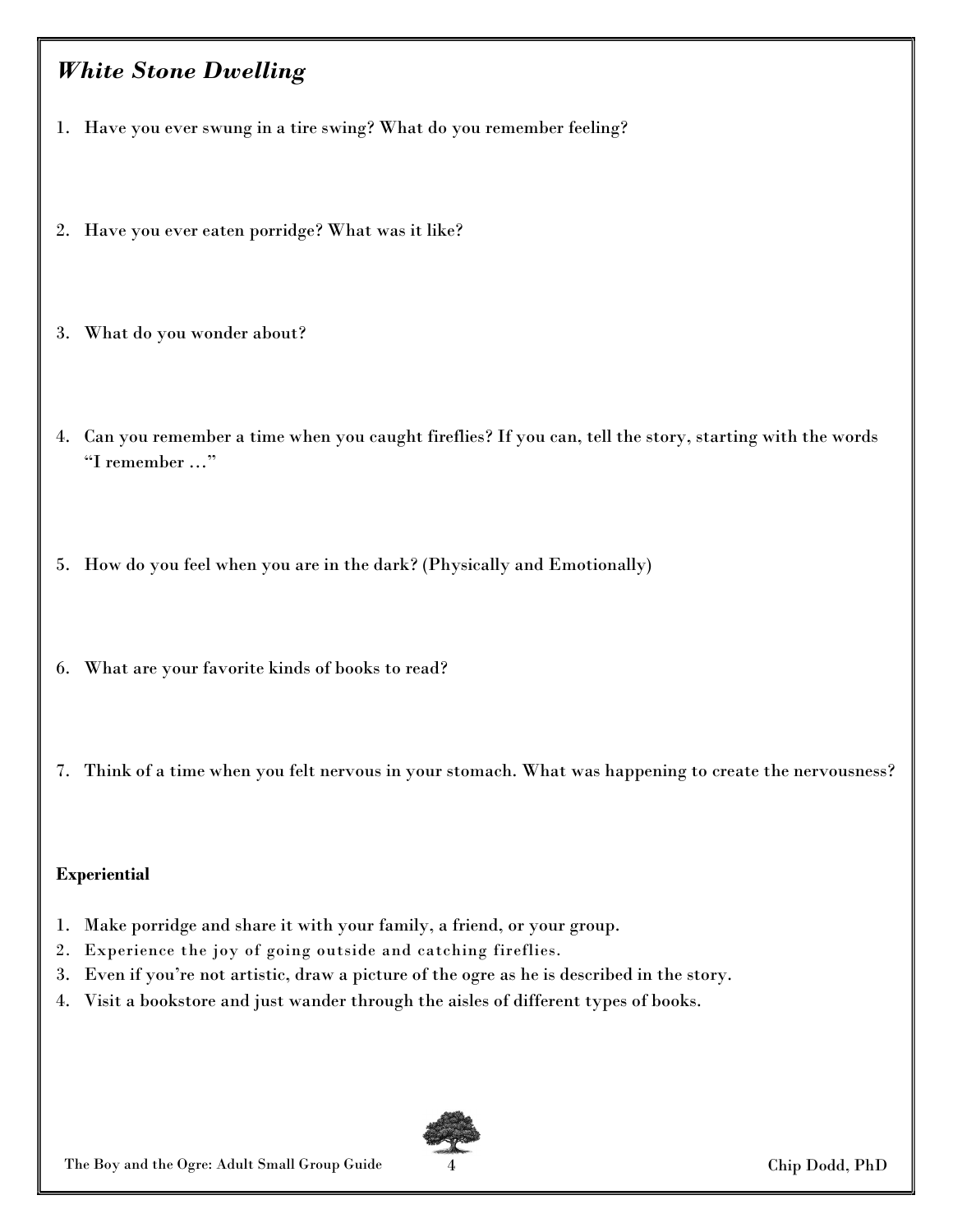## *White Stone Dwelling*

1. Have you ever swung in a tire swing? What do you remember feeling?
2. Have you ever eaten porridge? What was it like?
3. What do you wonder about?
4. Can you remember a time when you caught fireflies? If you can, tell the story, starting with the words "I remember …"
5. How do you feel when you are in the dark? (Physically and Emotionally)
6. What are your favorite kinds of books to read?
7. Think of a time when you felt nervous in your stomach. What was happening to create the nervousness?

**Experiential**

1. Make porridge and share it with your family, a friend, or your group.
2. Experience the joy of going outside and catching fireflies.
3. Even if you're not artistic, draw a picture of the ogre as he is described in the story.
4. Visit a bookstore and just wander through the aisles of different types of books.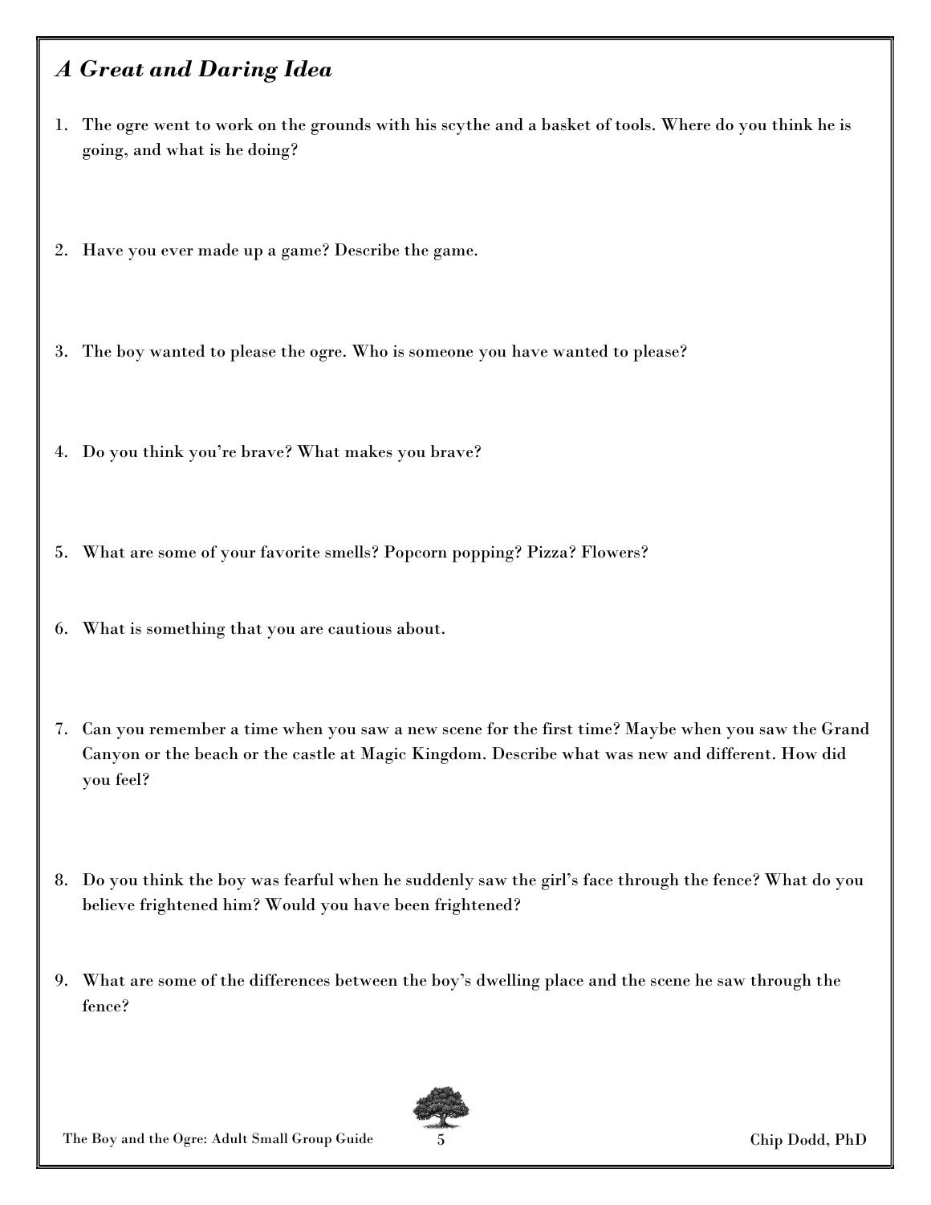## *A Great and Daring Idea*

1. The ogre went to work on the grounds with his scythe and a basket of tools. Where do you think he is going, and what is he doing?

2. Have you ever made up a game? Describe the game.

3. The boy wanted to please the ogre. Who is someone you have wanted to please?

4. Do you think you're brave? What makes you brave?

5. What are some of your favorite smells? Popcorn popping? Pizza? Flowers?

6. What is something that you are cautious about.

7. Can you remember a time when you saw a new scene for the first time? Maybe when you saw the Grand Canyon or the beach or the castle at Magic Kingdom. Describe what was new and different. How did you feel?

8. Do you think the boy was fearful when he suddenly saw the girl's face through the fence? What do you believe frightened him? Would you have been frightened?

9. What are some of the differences between the boy's dwelling place and the scene he saw through the fence?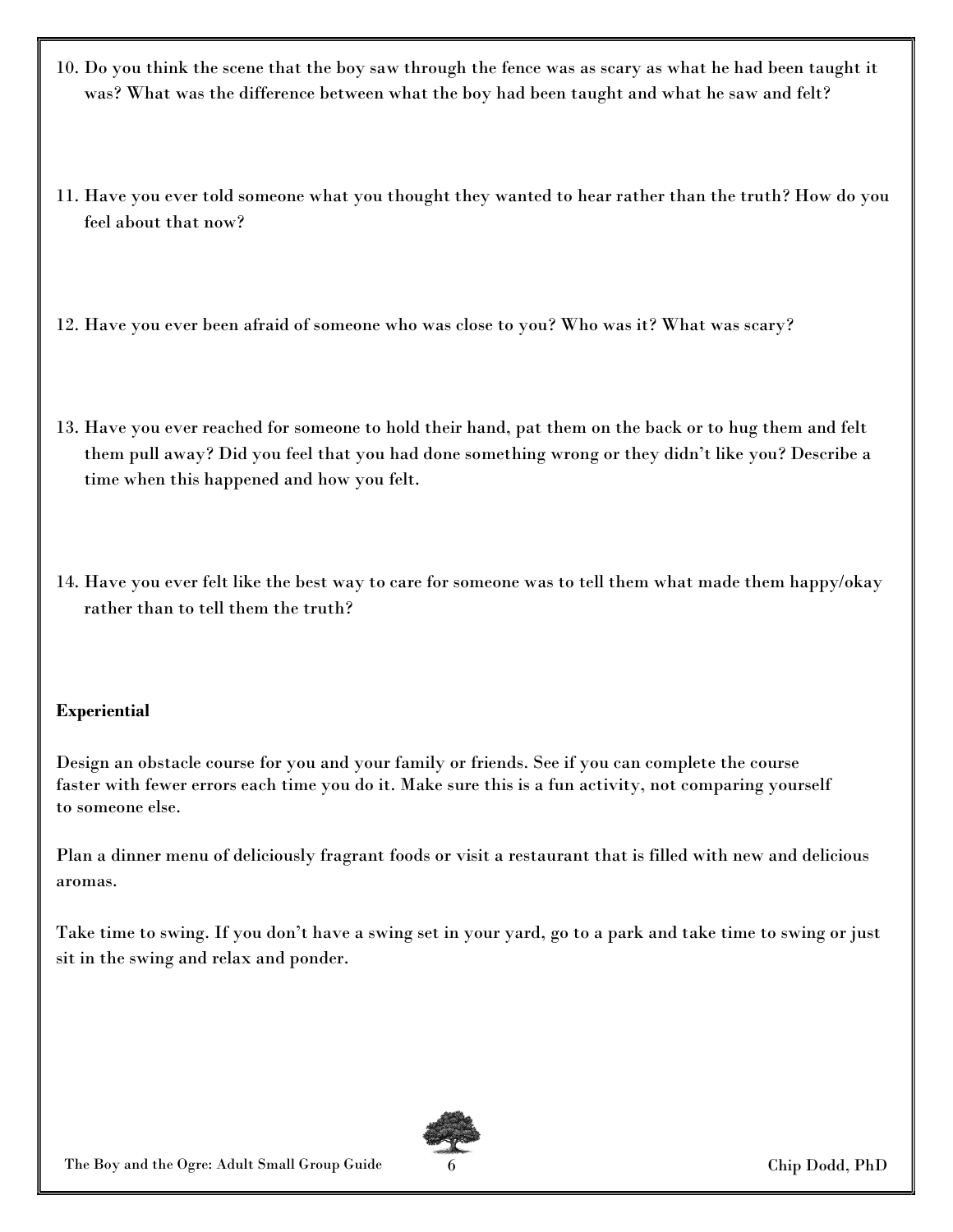10. Do you think the scene that the boy saw through the fence was as scary as what he had been taught it was? What was the difference between what the boy had been taught and what he saw and felt?

11. Have you ever told someone what you thought they wanted to hear rather than the truth? How do you feel about that now?

12. Have you ever been afraid of someone who was close to you? Who was it? What was scary?

13. Have you ever reached for someone to hold their hand, pat them on the back or to hug them and felt them pull away? Did you feel that you had done something wrong or they didn't like you? Describe a time when this happened and how you felt.

14. Have you ever felt like the best way to care for someone was to tell them what made them happy/okay rather than to tell them the truth?

**Experiential**

Design an obstacle course for you and your family or friends. See if you can complete the course faster with fewer errors each time you do it. Make sure this is a fun activity, not comparing yourself to someone else.

Plan a dinner menu of deliciously fragrant foods or visit a restaurant that is filled with new and delicious aromas.

Take time to swing. If you don't have a swing set in your yard, go to a park and take time to swing or just sit in the swing and relax and ponder.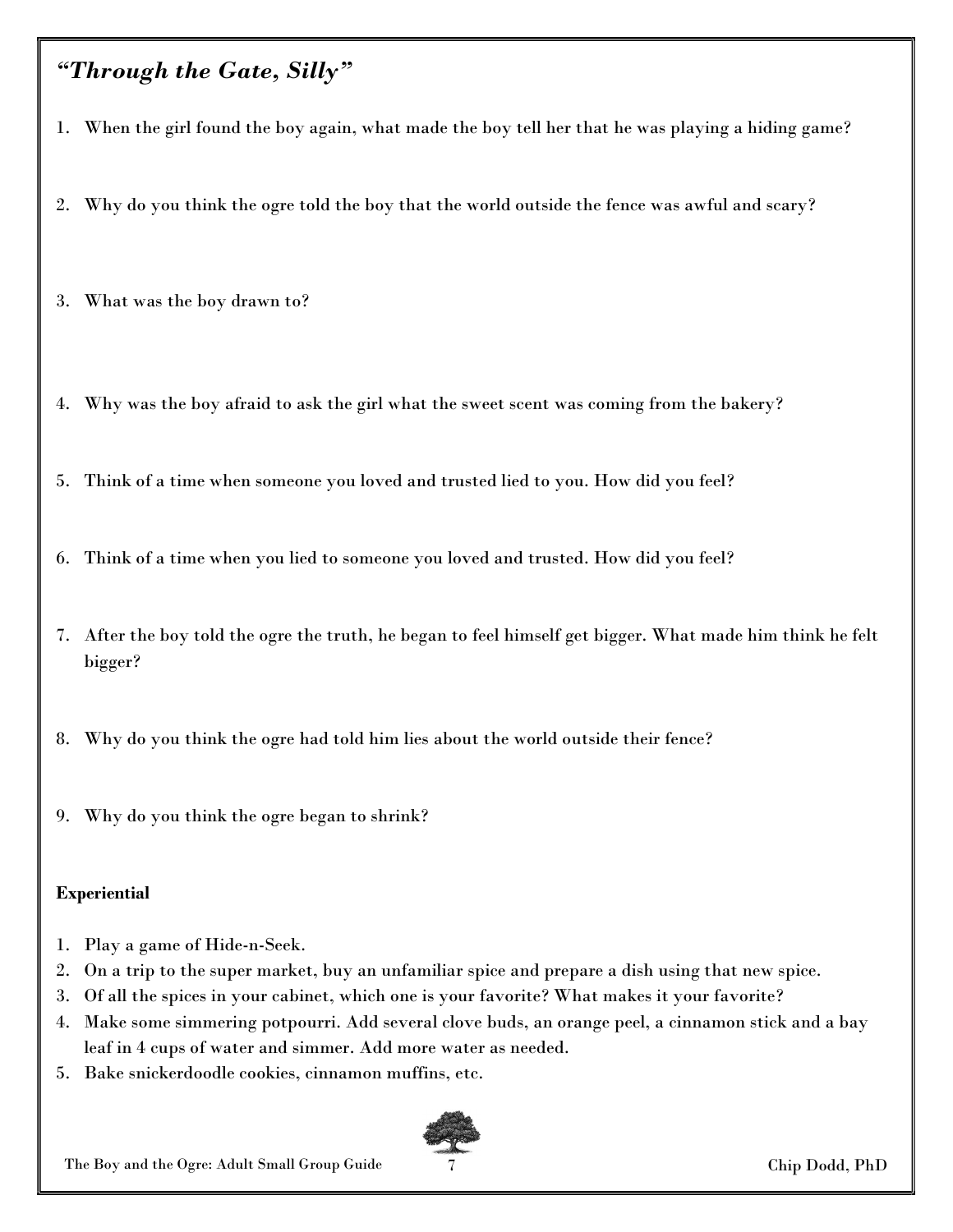## *"Through the Gate, Silly"*

1. When the girl found the boy again, what made the boy tell her that he was playing a hiding game?
2. Why do you think the ogre told the boy that the world outside the fence was awful and scary?
3. What was the boy drawn to?
4. Why was the boy afraid to ask the girl what the sweet scent was coming from the bakery?
5. Think of a time when someone you loved and trusted lied to you. How did you feel?
6. Think of a time when you lied to someone you loved and trusted. How did you feel?
7. After the boy told the ogre the truth, he began to feel himself get bigger. What made him think he felt bigger?
8. Why do you think the ogre had told him lies about the world outside their fence?
9. Why do you think the ogre began to shrink?

**Experiential**

1. Play a game of Hide-n-Seek.
2. On a trip to the super market, buy an unfamiliar spice and prepare a dish using that new spice.
3. Of all the spices in your cabinet, which one is your favorite? What makes it your favorite?
4. Make some simmering potpourri. Add several clove buds, an orange peel, a cinnamon stick and a bay leaf in 4 cups of water and simmer. Add more water as needed.
5. Bake snickerdoodle cookies, cinnamon muffins, etc.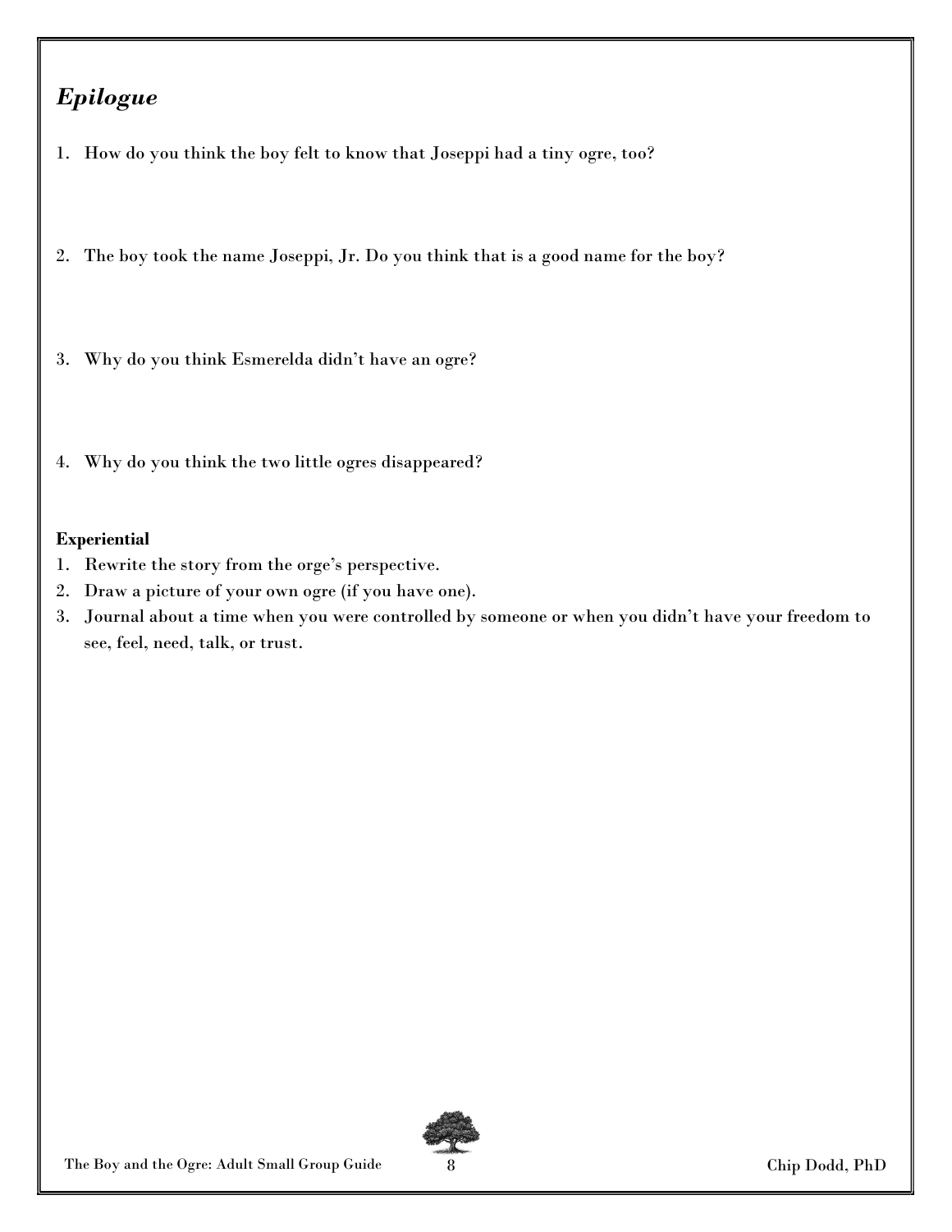## *Epilogue*

1. How do you think the boy felt to know that Joseppi had a tiny ogre, too?

2. The boy took the name Joseppi, Jr. Do you think that is a good name for the boy?

3. Why do you think Esmerelda didn't have an ogre?

4. Why do you think the two little ogres disappeared?

**Experiential**

1. Rewrite the story from the orge's perspective.
2. Draw a picture of your own ogre (if you have one).
3. Journal about a time when you were controlled by someone or when you didn't have your freedom to see, feel, need, talk, or trust.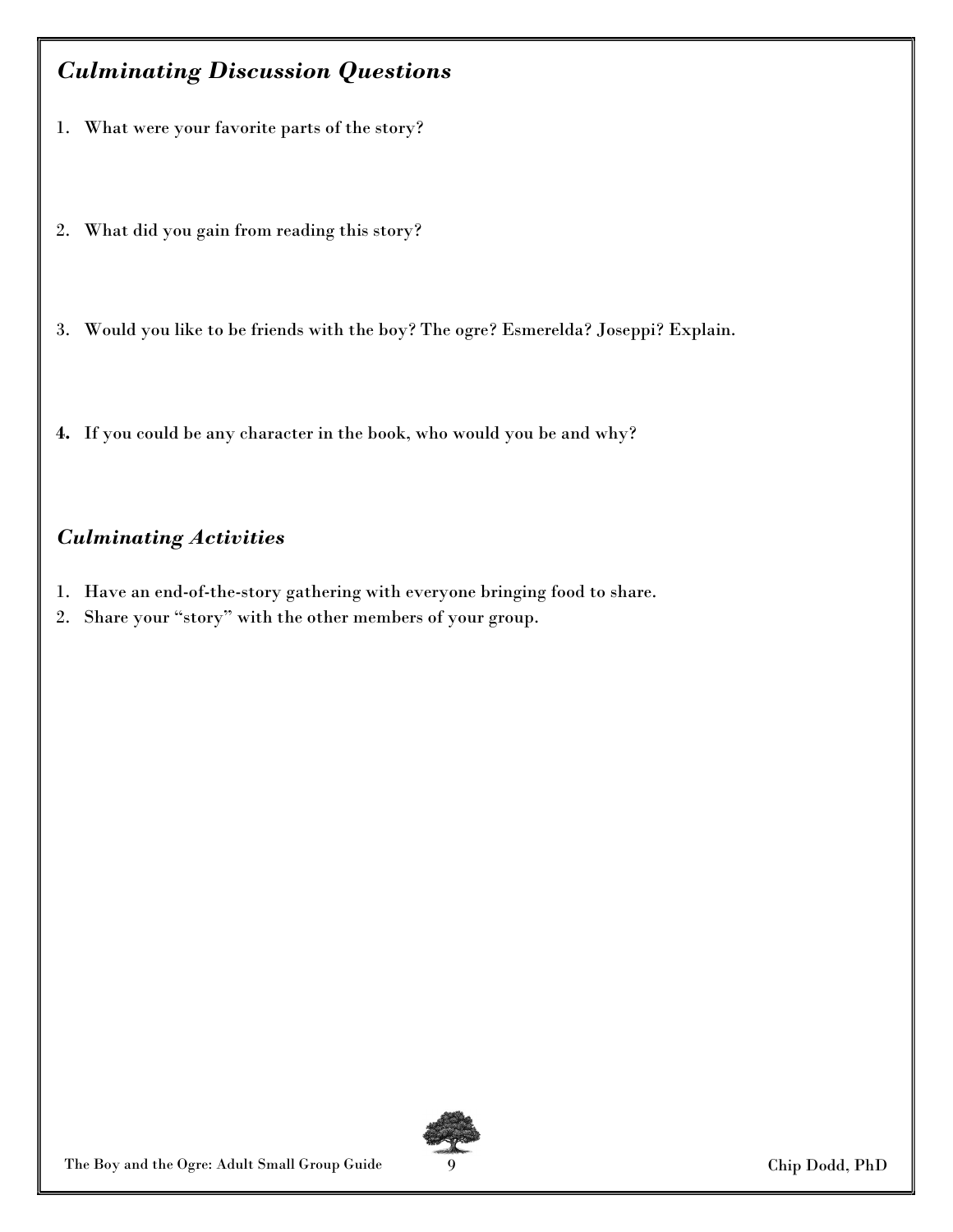## *Culminating Discussion Questions*

1. What were your favorite parts of the story?

2. What did you gain from reading this story?

3. Would you like to be friends with the boy? The ogre? Esmerelda? Joseppi? Explain.

4. If you could be any character in the book, who would you be and why?

## *Culminating Activities*

1. Have an end-of-the-story gathering with everyone bringing food to share.
2. Share your "story" with the other members of your group.